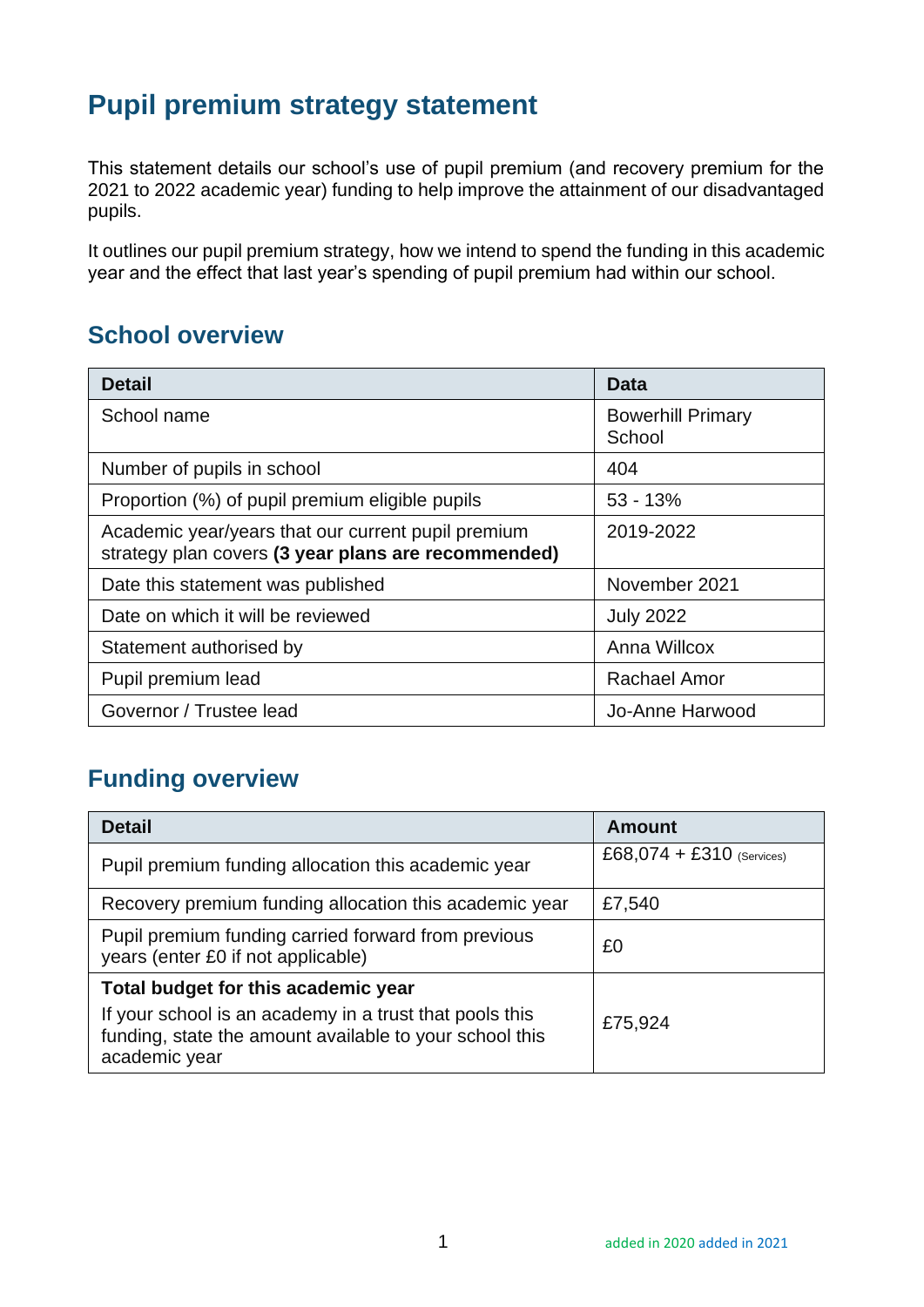# Pupil premium strategy statement

This statement details our school's use of pupil premium (and recovery premium for the 2021 to 2022 academic year) funding to help improve the attainment of our disadvantaged pupils.

It outlines our pupil premium strategy, how we intend to spend the funding in this academic year and the effect that last year's spending of pupil premium had within our school.

## School overview

| Detail | Data |
|---|---|
| School name | Bowerhill Primary School |
| Number of pupils in school | 404 |
| Proportion (%) of pupil premium eligible pupils | 53 - 13% |
| Academic year/years that our current pupil premium strategy plan covers **(3 year plans are recommended)** | 2019-2022 |
| Date this statement was published | November 2021 |
| Date on which it will be reviewed | July 2022 |
| Statement authorised by | Anna Willcox |
| Pupil premium lead | Rachael Amor |
| Governor / Trustee lead | Jo-Anne Harwood |

## Funding overview

| Detail | Amount |
|---|---|
| Pupil premium funding allocation this academic year | £68,074 + £310 (Services) |
| Recovery premium funding allocation this academic year | £7,540 |
| Pupil premium funding carried forward from previous years (enter £0 if not applicable) | £0 |
| **Total budget for this academic year**<br>If your school is an academy in a trust that pools this funding, state the amount available to your school this academic year | £75,924 |

added in 2020 added in 2021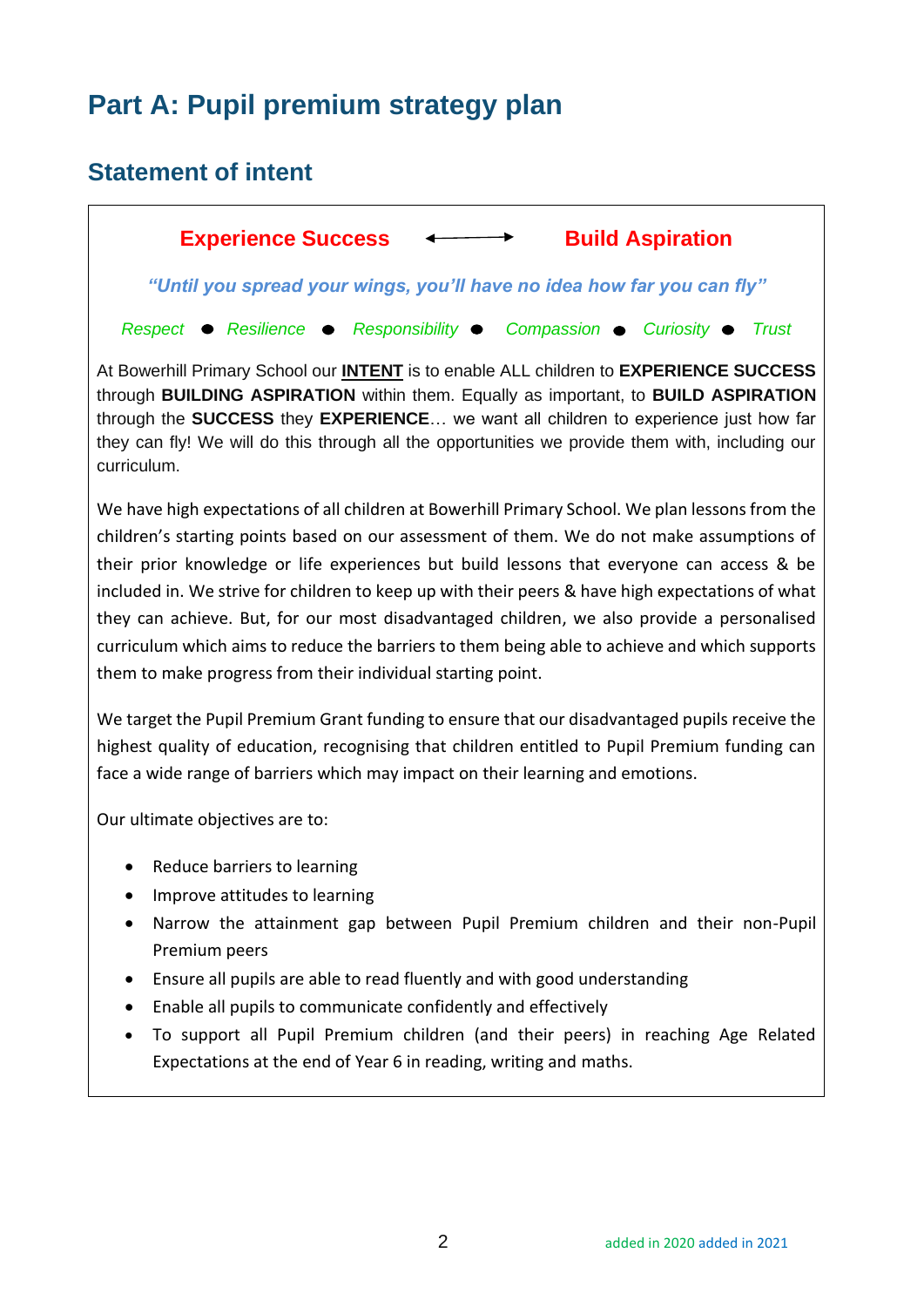# Part A: Pupil premium strategy plan

## Statement of intent

**Experience Success** ⟷ **Build Aspiration**

***"Until you spread your wings, you'll have no idea how far you can fly"***

*Respect* ● *Resilience* ● *Responsibility* ● *Compassion* ● *Curiosity* ● *Trust*

At Bowerhill Primary School our **INTENT** is to enable ALL children to **EXPERIENCE SUCCESS** through **BUILDING ASPIRATION** within them. Equally as important, to **BUILD ASPIRATION** through the **SUCCESS** they **EXPERIENCE**… we want all children to experience just how far they can fly! We will do this through all the opportunities we provide them with, including our curriculum.

We have high expectations of all children at Bowerhill Primary School. We plan lessons from the children's starting points based on our assessment of them. We do not make assumptions of their prior knowledge or life experiences but build lessons that everyone can access & be included in. We strive for children to keep up with their peers & have high expectations of what they can achieve. But, for our most disadvantaged children, we also provide a personalised curriculum which aims to reduce the barriers to them being able to achieve and which supports them to make progress from their individual starting point.

We target the Pupil Premium Grant funding to ensure that our disadvantaged pupils receive the highest quality of education, recognising that children entitled to Pupil Premium funding can face a wide range of barriers which may impact on their learning and emotions.

Our ultimate objectives are to:

- Reduce barriers to learning
- Improve attitudes to learning
- Narrow the attainment gap between Pupil Premium children and their non-Pupil Premium peers
- Ensure all pupils are able to read fluently and with good understanding
- Enable all pupils to communicate confidently and effectively
- To support all Pupil Premium children (and their peers) in reaching Age Related Expectations at the end of Year 6 in reading, writing and maths.

added in 2020 added in 2021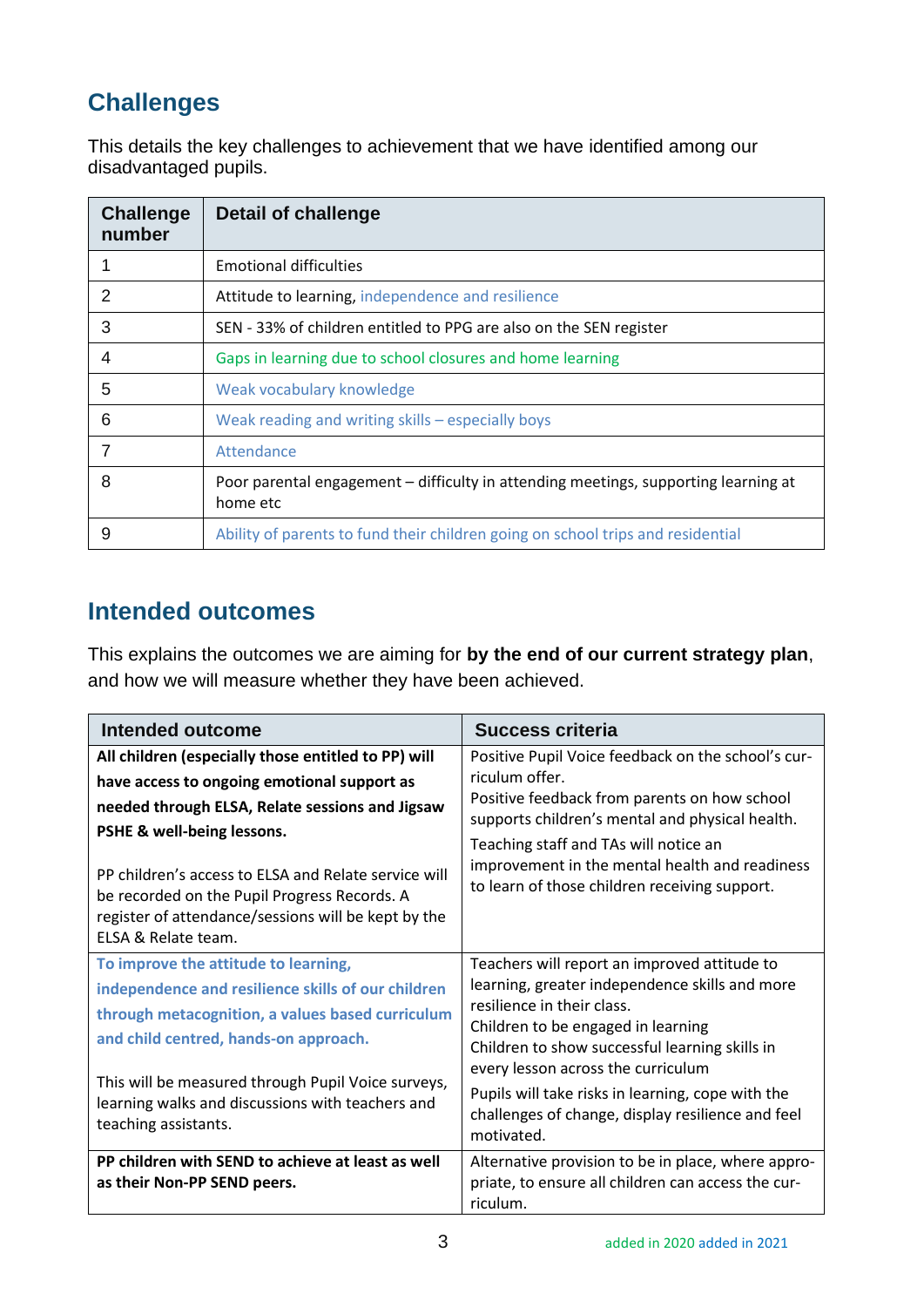## Challenges

This details the key challenges to achievement that we have identified among our disadvantaged pupils.

| Challenge number | Detail of challenge |
|---|---|
| 1 | Emotional difficulties |
| 2 | Attitude to learning, independence and resilience |
| 3 | SEN - 33% of children entitled to PPG are also on the SEN register |
| 4 | Gaps in learning due to school closures and home learning |
| 5 | Weak vocabulary knowledge |
| 6 | Weak reading and writing skills – especially boys |
| 7 | Attendance |
| 8 | Poor parental engagement – difficulty in attending meetings, supporting learning at home etc |
| 9 | Ability of parents to fund their children going on school trips and residential |

## Intended outcomes

This explains the outcomes we are aiming for **by the end of our current strategy plan**, and how we will measure whether they have been achieved.

| Intended outcome | Success criteria |
|---|---|
| **All children (especially those entitled to PP) will have access to ongoing emotional support as needed through ELSA, Relate sessions and Jigsaw PSHE & well-being lessons.**<br><br>PP children's access to ELSA and Relate service will be recorded on the Pupil Progress Records. A register of attendance/sessions will be kept by the ELSA & Relate team. | Positive Pupil Voice feedback on the school's curriculum offer.<br>Positive feedback from parents on how school supports children's mental and physical health.<br>Teaching staff and TAs will notice an improvement in the mental health and readiness to learn of those children receiving support. |
| **To improve the attitude to learning, independence and resilience skills of our children through metacognition, a values based curriculum and child centred, hands-on approach.**<br><br>This will be measured through Pupil Voice surveys, learning walks and discussions with teachers and teaching assistants. | Teachers will report an improved attitude to learning, greater independence skills and more resilience in their class.<br>Children to be engaged in learning<br>Children to show successful learning skills in every lesson across the curriculum<br>Pupils will take risks in learning, cope with the challenges of change, display resilience and feel motivated. |
| **PP children with SEND to achieve at least as well as their Non-PP SEND peers.** | Alternative provision to be in place, where appropriate, to ensure all children can access the curriculum. |

added in 2020 added in 2021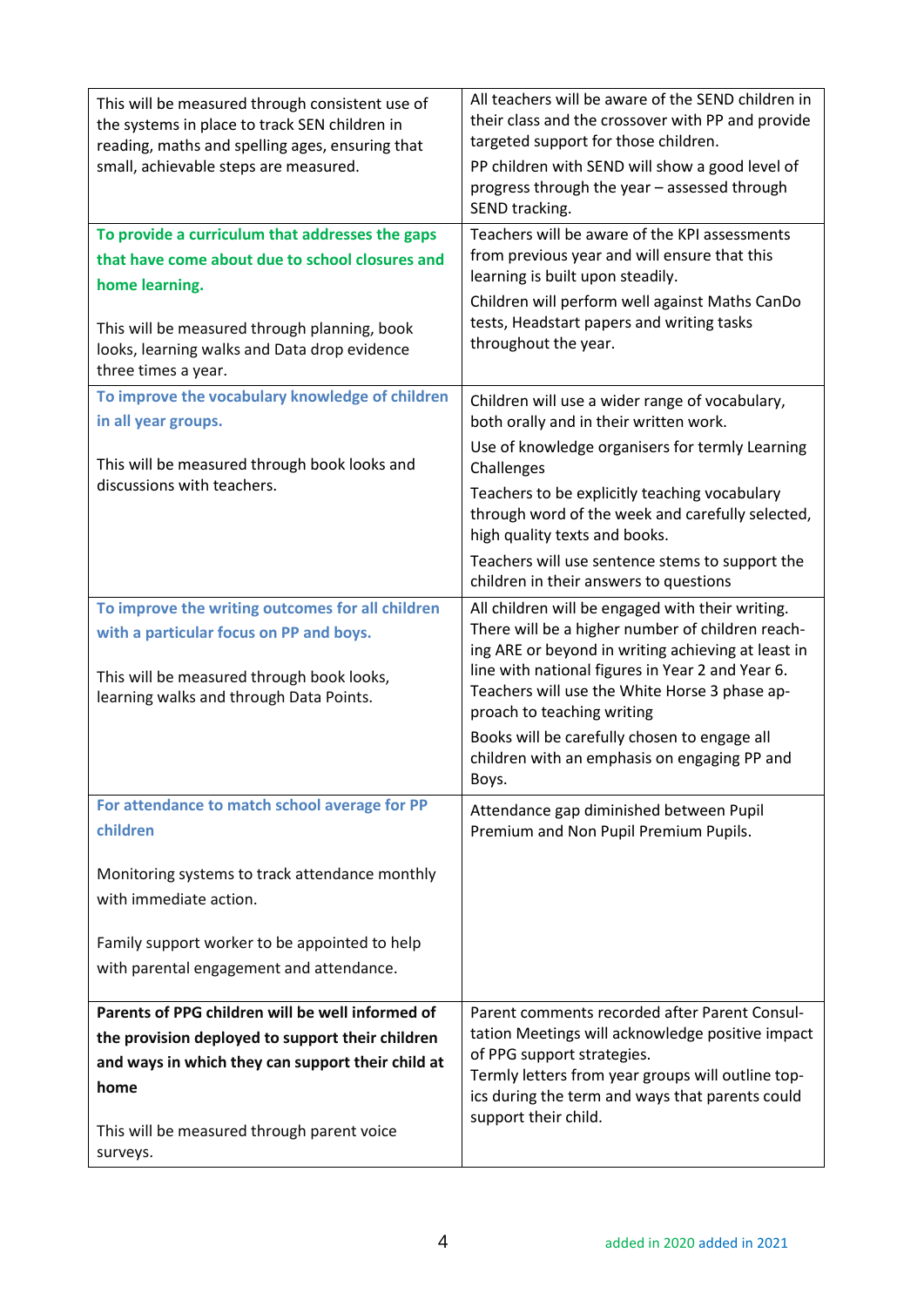| | |
|---|---|
| This will be measured through consistent use of the systems in place to track SEN children in reading, maths and spelling ages, ensuring that small, achievable steps are measured. | All teachers will be aware of the SEND children in their class and the crossover with PP and provide targeted support for those children.<br><br>PP children with SEND will show a good level of progress through the year – assessed through SEND tracking. |
| **To provide a curriculum that addresses the gaps that have come about due to school closures and home learning.**<br><br>This will be measured through planning, book looks, learning walks and Data drop evidence three times a year. | Teachers will be aware of the KPI assessments from previous year and will ensure that this learning is built upon steadily.<br><br>Children will perform well against Maths CanDo tests, Headstart papers and writing tasks throughout the year. |
| **To improve the vocabulary knowledge of children in all year groups.**<br><br>This will be measured through book looks and discussions with teachers. | Children will use a wider range of vocabulary, both orally and in their written work.<br><br>Use of knowledge organisers for termly Learning Challenges<br><br>Teachers to be explicitly teaching vocabulary through word of the week and carefully selected, high quality texts and books.<br><br>Teachers will use sentence stems to support the children in their answers to questions |
| **To improve the writing outcomes for all children with a particular focus on PP and boys.**<br><br>This will be measured through book looks, learning walks and through Data Points. | All children will be engaged with their writing. There will be a higher number of children reaching ARE or beyond in writing achieving at least in line with national figures in Year 2 and Year 6. Teachers will use the White Horse 3 phase approach to teaching writing<br><br>Books will be carefully chosen to engage all children with an emphasis on engaging PP and Boys. |
| **For attendance to match school average for PP children**<br><br>Monitoring systems to track attendance monthly with immediate action.<br><br>Family support worker to be appointed to help with parental engagement and attendance. | Attendance gap diminished between Pupil Premium and Non Pupil Premium Pupils. |
| **Parents of PPG children will be well informed of the provision deployed to support their children and ways in which they can support their child at home**<br><br>This will be measured through parent voice surveys. | Parent comments recorded after Parent Consultation Meetings will acknowledge positive impact of PPG support strategies.<br>Termly letters from year groups will outline topics during the term and ways that parents could support their child. |

added in 2020 added in 2021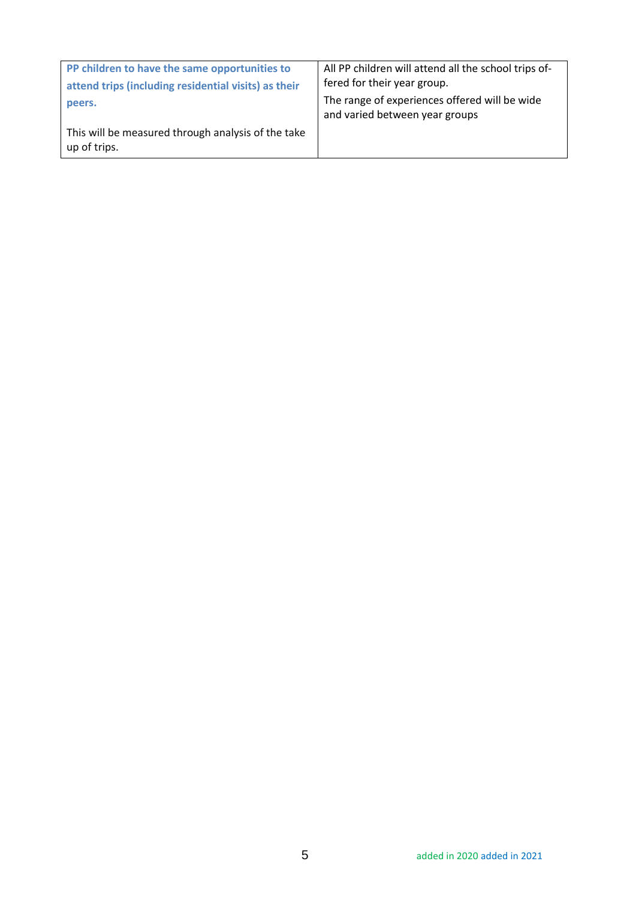| | |
|---|---|
| **PP children to have the same opportunities to attend trips (including residential visits) as their peers.**<br><br>This will be measured through analysis of the take up of trips. | All PP children will attend all the school trips offered for their year group.<br>The range of experiences offered will be wide and varied between year groups |

added in 2020 added in 2021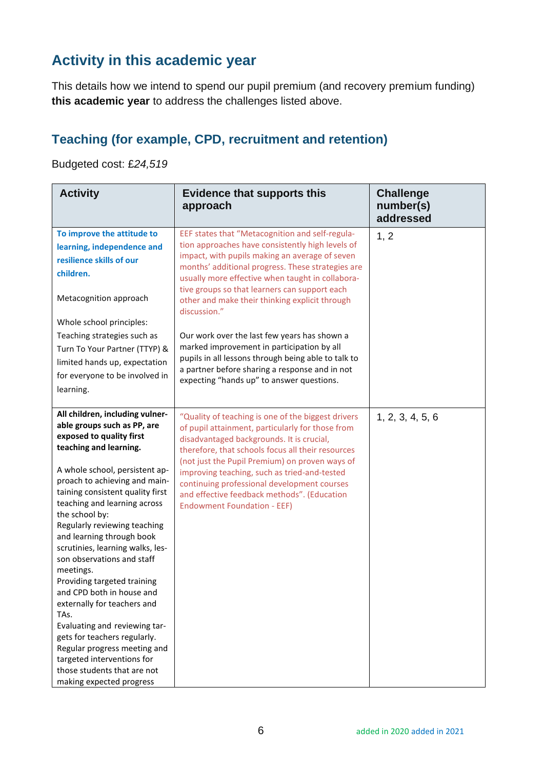## Activity in this academic year

This details how we intend to spend our pupil premium (and recovery premium funding) **this academic year** to address the challenges listed above.

### Teaching (for example, CPD, recruitment and retention)

Budgeted cost: £*24,519*

| Activity | Evidence that supports this approach | Challenge number(s) addressed |
|---|---|---|
| **To improve the attitude to learning, independence and resilience skills of our children.**<br><br>Metacognition approach<br><br>Whole school principles:<br>Teaching strategies such as Turn To Your Partner (TTYP) & limited hands up, expectation for everyone to be involved in learning. | EEF states that "Metacognition and self-regulation approaches have consistently high levels of impact, with pupils making an average of seven months' additional progress. These strategies are usually more effective when taught in collaborative groups so that learners can support each other and make their thinking explicit through discussion."<br><br>Our work over the last few years has shown a marked improvement in participation by all pupils in all lessons through being able to talk to a partner before sharing a response and in not expecting "hands up" to answer questions. | 1, 2 |
| **All children, including vulnerable groups such as PP, are exposed to quality first teaching and learning.**<br><br>A whole school, persistent approach to achieving and maintaining consistent quality first teaching and learning across the school by:<br>Regularly reviewing teaching and learning through book scrutinies, learning walks, lesson observations and staff meetings.<br>Providing targeted training and CPD both in house and externally for teachers and TAs.<br>Evaluating and reviewing targets for teachers regularly.<br>Regular progress meeting and targeted interventions for those students that are not making expected progress | "Quality of teaching is one of the biggest drivers of pupil attainment, particularly for those from disadvantaged backgrounds. It is crucial, therefore, that schools focus all their resources (not just the Pupil Premium) on proven ways of improving teaching, such as tried-and-tested continuing professional development courses and effective feedback methods". (Education Endowment Foundation - EEF) | 1, 2, 3, 4, 5, 6 |

added in 2020 added in 2021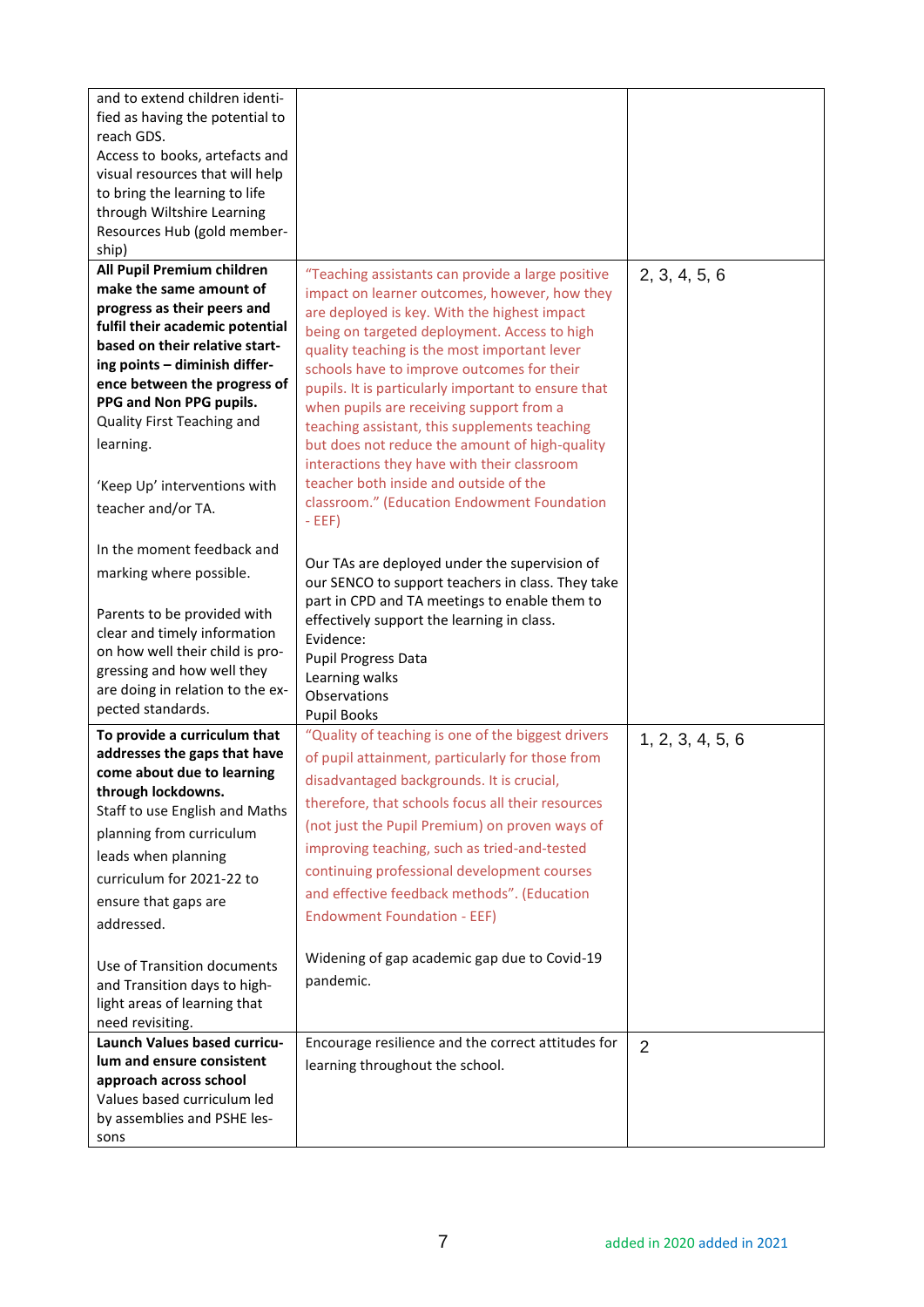| | | |
|---|---|---|
| and to extend children identified as having the potential to reach GDS.<br>Access to books, artefacts and visual resources that will help to bring the learning to life through Wiltshire Learning Resources Hub (gold membership) | | |
| **All Pupil Premium children make the same amount of progress as their peers and fulfil their academic potential based on their relative starting points – diminish difference between the progress of PPG and Non PPG pupils.**<br>Quality First Teaching and learning.<br><br>'Keep Up' interventions with teacher and/or TA.<br><br>In the moment feedback and marking where possible.<br><br>Parents to be provided with clear and timely information on how well their child is progressing and how well they are doing in relation to the expected standards. | "Teaching assistants can provide a large positive impact on learner outcomes, however, how they are deployed is key. With the highest impact being on targeted deployment. Access to high quality teaching is the most important lever schools have to improve outcomes for their pupils. It is particularly important to ensure that when pupils are receiving support from a teaching assistant, this supplements teaching but does not reduce the amount of high-quality interactions they have with their classroom teacher both inside and outside of the classroom." (Education Endowment Foundation - EEF)<br><br>Our TAs are deployed under the supervision of our SENCO to support teachers in class. They take part in CPD and TA meetings to enable them to effectively support the learning in class.<br>Evidence:<br>Pupil Progress Data<br>Learning walks<br>Observations<br>Pupil Books | 2, 3, 4, 5, 6 |
| **To provide a curriculum that addresses the gaps that have come about due to learning through lockdowns.**<br>Staff to use English and Maths planning from curriculum leads when planning curriculum for 2021-22 to ensure that gaps are addressed.<br><br>Use of Transition documents and Transition days to highlight areas of learning that need revisiting. | "Quality of teaching is one of the biggest drivers of pupil attainment, particularly for those from disadvantaged backgrounds. It is crucial, therefore, that schools focus all their resources (not just the Pupil Premium) on proven ways of improving teaching, such as tried-and-tested continuing professional development courses and effective feedback methods". (Education Endowment Foundation - EEF)<br><br>Widening of gap academic gap due to Covid-19 pandemic. | 1, 2, 3, 4, 5, 6 |
| **Launch Values based curriculum and ensure consistent approach across school**<br>Values based curriculum led by assemblies and PSHE lessons | Encourage resilience and the correct attitudes for learning throughout the school. | 2 |

added in 2020 added in 2021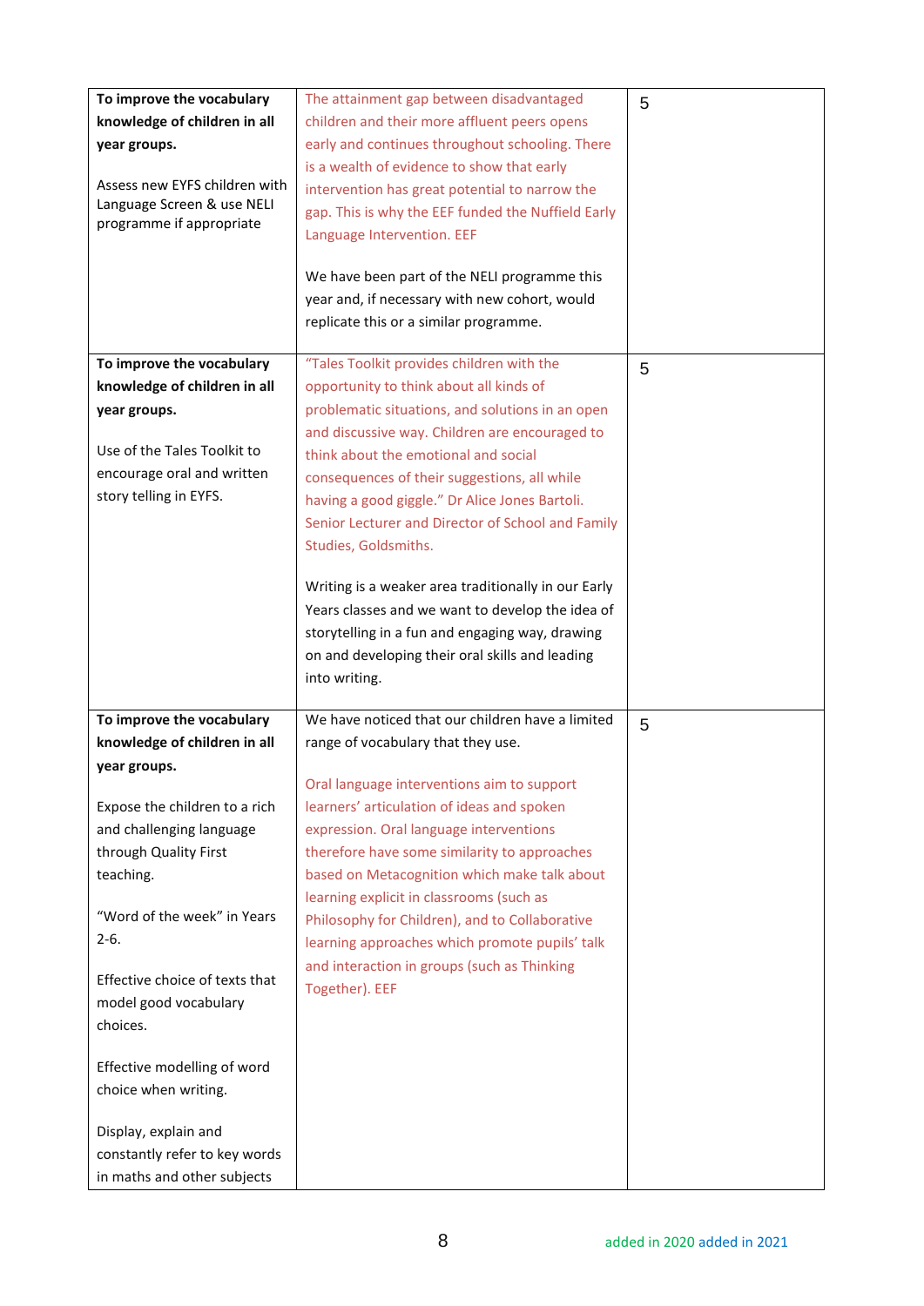| | | |
|---|---|---|
| **To improve the vocabulary knowledge of children in all year groups.**<br><br>Assess new EYFS children with Language Screen & use NELI programme if appropriate | The attainment gap between disadvantaged children and their more affluent peers opens early and continues throughout schooling. There is a wealth of evidence to show that early intervention has great potential to narrow the gap. This is why the EEF funded the Nuffield Early Language Intervention. EEF<br><br>We have been part of the NELI programme this year and, if necessary with new cohort, would replicate this or a similar programme. | 5 |
| **To improve the vocabulary knowledge of children in all year groups.**<br><br>Use of the Tales Toolkit to encourage oral and written story telling in EYFS. | "Tales Toolkit provides children with the opportunity to think about all kinds of problematic situations, and solutions in an open and discussive way. Children are encouraged to think about the emotional and social consequences of their suggestions, all while having a good giggle." Dr Alice Jones Bartoli. Senior Lecturer and Director of School and Family Studies, Goldsmiths.<br><br>Writing is a weaker area traditionally in our Early Years classes and we want to develop the idea of storytelling in a fun and engaging way, drawing on and developing their oral skills and leading into writing. | 5 |
| **To improve the vocabulary knowledge of children in all year groups.**<br><br>Expose the children to a rich and challenging language through Quality First teaching.<br><br>"Word of the week" in Years 2-6.<br><br>Effective choice of texts that model good vocabulary choices.<br><br>Effective modelling of word choice when writing.<br><br>Display, explain and constantly refer to key words in maths and other subjects | We have noticed that our children have a limited range of vocabulary that they use.<br><br>Oral language interventions aim to support learners' articulation of ideas and spoken expression. Oral language interventions therefore have some similarity to approaches based on Metacognition which make talk about learning explicit in classrooms (such as Philosophy for Children), and to Collaborative learning approaches which promote pupils' talk and interaction in groups (such as Thinking Together). EEF | 5 |

added in 2020 added in 2021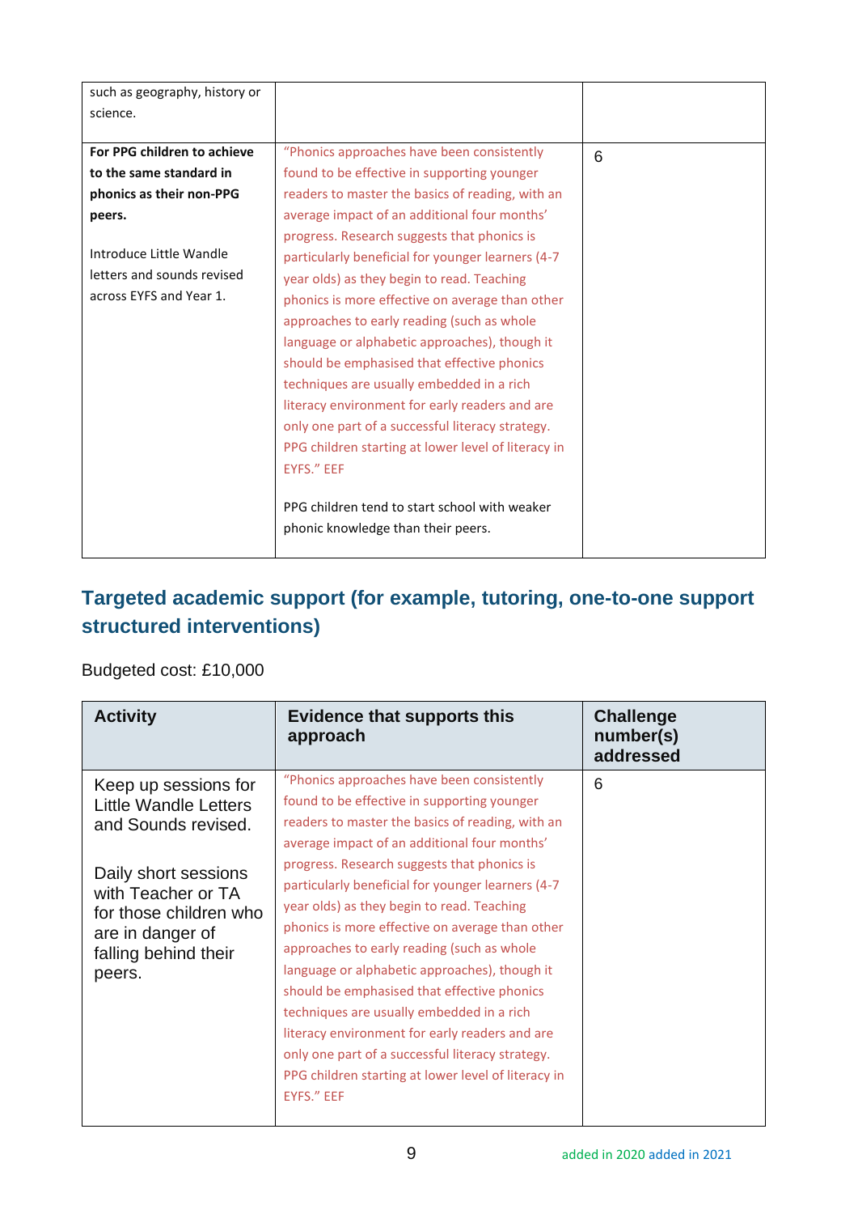| | | |
|---|---|---|
| such as geography, history or science. | | |
| **For PPG children to achieve to the same standard in phonics as their non-PPG peers.**<br><br>Introduce Little Wandle letters and sounds revised across EYFS and Year 1. | "Phonics approaches have been consistently found to be effective in supporting younger readers to master the basics of reading, with an average impact of an additional four months' progress. Research suggests that phonics is particularly beneficial for younger learners (4-7 year olds) as they begin to read. Teaching phonics is more effective on average than other approaches to early reading (such as whole language or alphabetic approaches), though it should be emphasised that effective phonics techniques are usually embedded in a rich literacy environment for early readers and are only one part of a successful literacy strategy. PPG children starting at lower level of literacy in EYFS." EEF<br><br>PPG children tend to start school with weaker phonic knowledge than their peers. | 6 |

## Targeted academic support (for example, tutoring, one-to-one support structured interventions)

Budgeted cost: £10,000

| Activity | Evidence that supports this approach | Challenge number(s) addressed |
|---|---|---|
| Keep up sessions for Little Wandle Letters and Sounds revised.<br><br>Daily short sessions with Teacher or TA for those children who are in danger of falling behind their peers. | "Phonics approaches have been consistently found to be effective in supporting younger readers to master the basics of reading, with an average impact of an additional four months' progress. Research suggests that phonics is particularly beneficial for younger learners (4-7 year olds) as they begin to read. Teaching phonics is more effective on average than other approaches to early reading (such as whole language or alphabetic approaches), though it should be emphasised that effective phonics techniques are usually embedded in a rich literacy environment for early readers and are only one part of a successful literacy strategy. PPG children starting at lower level of literacy in EYFS." EEF | 6 |

added in 2020 added in 2021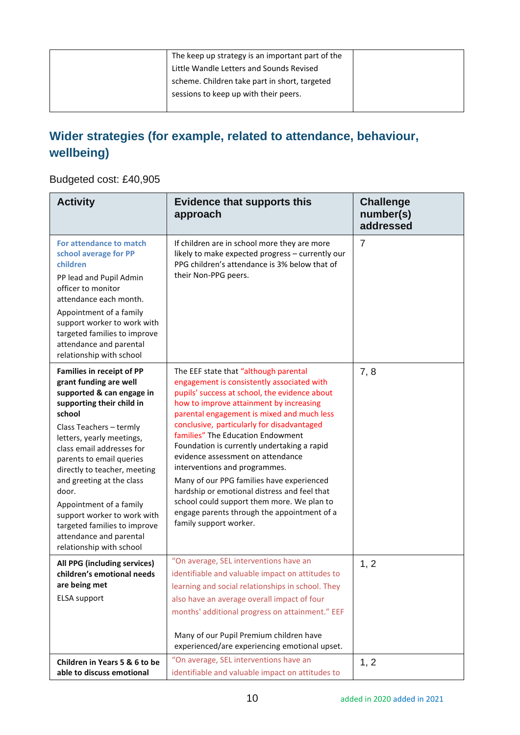| | The keep up strategy is an important part of the Little Wandle Letters and Sounds Revised scheme. Children take part in short, targeted sessions to keep up with their peers. | |
|---|---|---|

## Wider strategies (for example, related to attendance, behaviour, wellbeing)

Budgeted cost: £40,905

| Activity | Evidence that supports this approach | Challenge number(s) addressed |
|---|---|---|
| **For attendance to match school average for PP children**<br><br>PP lead and Pupil Admin officer to monitor attendance each month.<br><br>Appointment of a family support worker to work with targeted families to improve attendance and parental relationship with school | If children are in school more they are more likely to make expected progress – currently our PPG children's attendance is 3% below that of their Non-PPG peers. | 7 |
| **Families in receipt of PP grant funding are well supported & can engage in supporting their child in school**<br><br>Class Teachers – termly letters, yearly meetings, class email addresses for parents to email queries directly to teacher, meeting and greeting at the class door.<br><br>Appointment of a family support worker to work with targeted families to improve attendance and parental relationship with school | The EEF state that "although parental engagement is consistently associated with pupils' success at school, the evidence about how to improve attainment by increasing parental engagement is mixed and much less conclusive, particularly for disadvantaged families" The Education Endowment Foundation is currently undertaking a rapid evidence assessment on attendance interventions and programmes.<br><br>Many of our PPG families have experienced hardship or emotional distress and feel that school could support them more. We plan to engage parents through the appointment of a family support worker. | 7, 8 |
| **All PPG (including services) children's emotional needs are being met**<br><br>ELSA support | "On average, SEL interventions have an identifiable and valuable impact on attitudes to learning and social relationships in school. They also have an average overall impact of four months' additional progress on attainment." EEF<br><br>Many of our Pupil Premium children have experienced/are experiencing emotional upset. | 1, 2 |
| **Children in Years 5 & 6 to be able to discuss emotional** | "On average, SEL interventions have an identifiable and valuable impact on attitudes to | 1, 2 |

added in 2020 added in 2021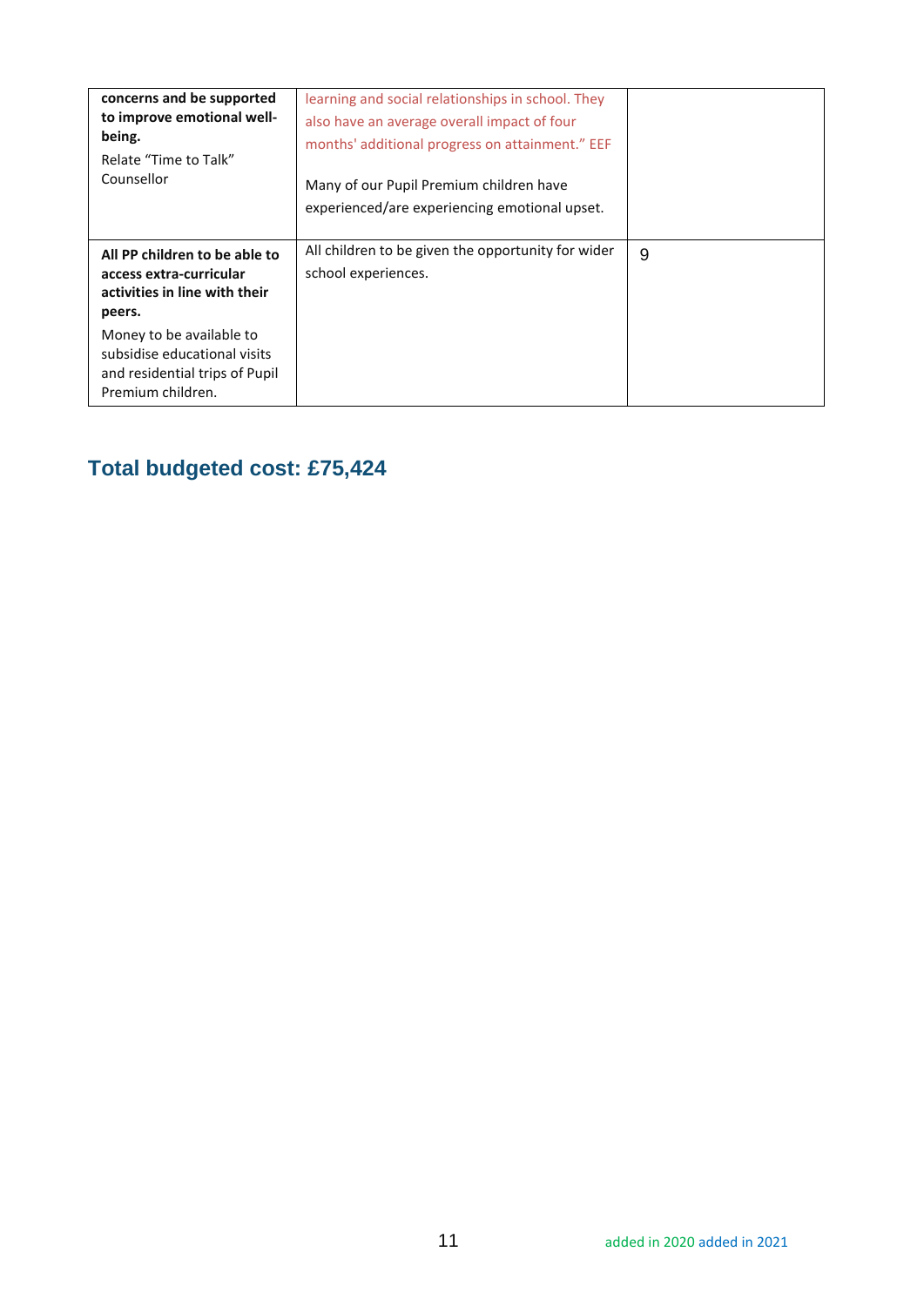| | | |
|---|---|---|
| **concerns and be supported to improve emotional well-being.** Relate "Time to Talk" Counsellor | learning and social relationships in school. They also have an average overall impact of four months' additional progress on attainment." EEF<br><br>Many of our Pupil Premium children have experienced/are experiencing emotional upset. | |
| **All PP children to be able to access extra-curricular activities in line with their peers.** Money to be available to subsidise educational visits and residential trips of Pupil Premium children. | All children to be given the opportunity for wider school experiences. | 9 |

## Total budgeted cost: £75,424

added in 2020 added in 2021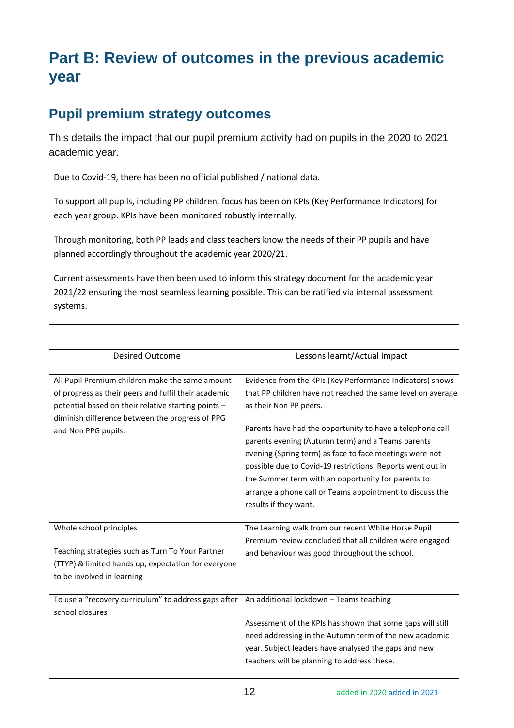# Part B: Review of outcomes in the previous academic year

## Pupil premium strategy outcomes

This details the impact that our pupil premium activity had on pupils in the 2020 to 2021 academic year.

Due to Covid-19, there has been no official published / national data.

To support all pupils, including PP children, focus has been on KPIs (Key Performance Indicators) for each year group. KPIs have been monitored robustly internally.

Through monitoring, both PP leads and class teachers know the needs of their PP pupils and have planned accordingly throughout the academic year 2020/21.

Current assessments have then been used to inform this strategy document for the academic year 2021/22 ensuring the most seamless learning possible. This can be ratified via internal assessment systems.

| Desired Outcome | Lessons learnt/Actual Impact |
| --- | --- |
| All Pupil Premium children make the same amount of progress as their peers and fulfil their academic potential based on their relative starting points – diminish difference between the progress of PPG and Non PPG pupils. | Evidence from the KPIs (Key Performance Indicators) shows that PP children have not reached the same level on average as their Non PP peers.<br><br>Parents have had the opportunity to have a telephone call parents evening (Autumn term) and a Teams parents evening (Spring term) as face to face meetings were not possible due to Covid-19 restrictions. Reports went out in the Summer term with an opportunity for parents to arrange a phone call or Teams appointment to discuss the results if they want. |
| Whole school principles<br><br>Teaching strategies such as Turn To Your Partner (TTYP) & limited hands up, expectation for everyone to be involved in learning | The Learning walk from our recent White Horse Pupil Premium review concluded that all children were engaged and behaviour was good throughout the school. |
| To use a "recovery curriculum" to address gaps after school closures | An additional lockdown – Teams teaching<br><br>Assessment of the KPIs has shown that some gaps will still need addressing in the Autumn term of the new academic year. Subject leaders have analysed the gaps and new teachers will be planning to address these. |

added in 2020 added in 2021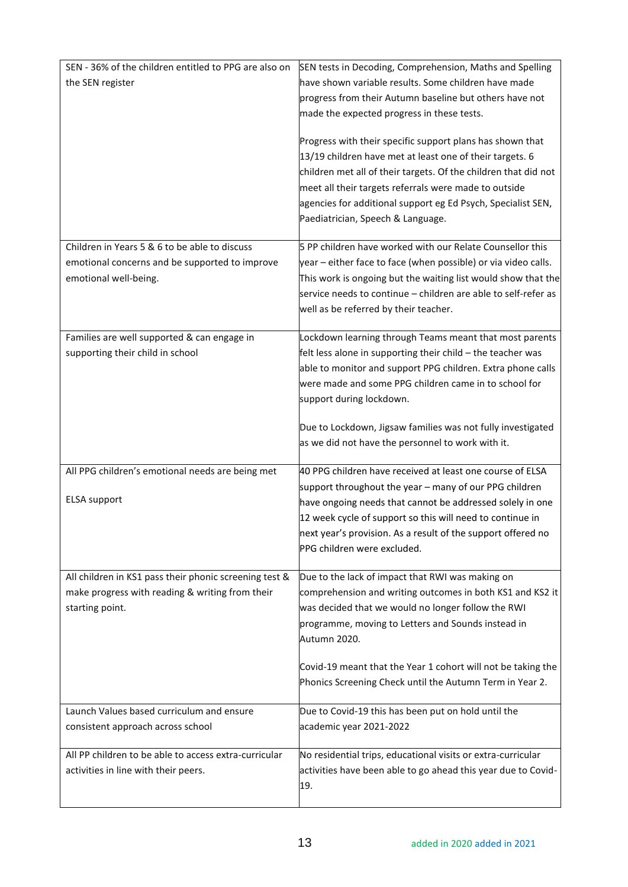| | |
|---|---|
| SEN - 36% of the children entitled to PPG are also on the SEN register | SEN tests in Decoding, Comprehension, Maths and Spelling have shown variable results. Some children have made progress from their Autumn baseline but others have not made the expected progress in these tests.<br><br>Progress with their specific support plans has shown that 13/19 children have met at least one of their targets. 6 children met all of their targets. Of the children that did not meet all their targets referrals were made to outside agencies for additional support eg Ed Psych, Specialist SEN, Paediatrician, Speech & Language. |
| Children in Years 5 & 6 to be able to discuss emotional concerns and be supported to improve emotional well-being. | 5 PP children have worked with our Relate Counsellor this year – either face to face (when possible) or via video calls. This work is ongoing but the waiting list would show that the service needs to continue – children are able to self-refer as well as be referred by their teacher. |
| Families are well supported & can engage in supporting their child in school | Lockdown learning through Teams meant that most parents felt less alone in supporting their child – the teacher was able to monitor and support PPG children. Extra phone calls were made and some PPG children came in to school for support during lockdown.<br><br>Due to Lockdown, Jigsaw families was not fully investigated as we did not have the personnel to work with it. |
| All PPG children's emotional needs are being met<br><br>ELSA support | 40 PPG children have received at least one course of ELSA support throughout the year – many of our PPG children have ongoing needs that cannot be addressed solely in one 12 week cycle of support so this will need to continue in next year's provision. As a result of the support offered no PPG children were excluded. |
| All children in KS1 pass their phonic screening test & make progress with reading & writing from their starting point. | Due to the lack of impact that RWI was making on comprehension and writing outcomes in both KS1 and KS2 it was decided that we would no longer follow the RWI programme, moving to Letters and Sounds instead in Autumn 2020.<br><br>Covid-19 meant that the Year 1 cohort will not be taking the Phonics Screening Check until the Autumn Term in Year 2. |
| Launch Values based curriculum and ensure consistent approach across school | Due to Covid-19 this has been put on hold until the academic year 2021-2022 |
| All PP children to be able to access extra-curricular activities in line with their peers. | No residential trips, educational visits or extra-curricular activities have been able to go ahead this year due to Covid-19. |

added in 2020 added in 2021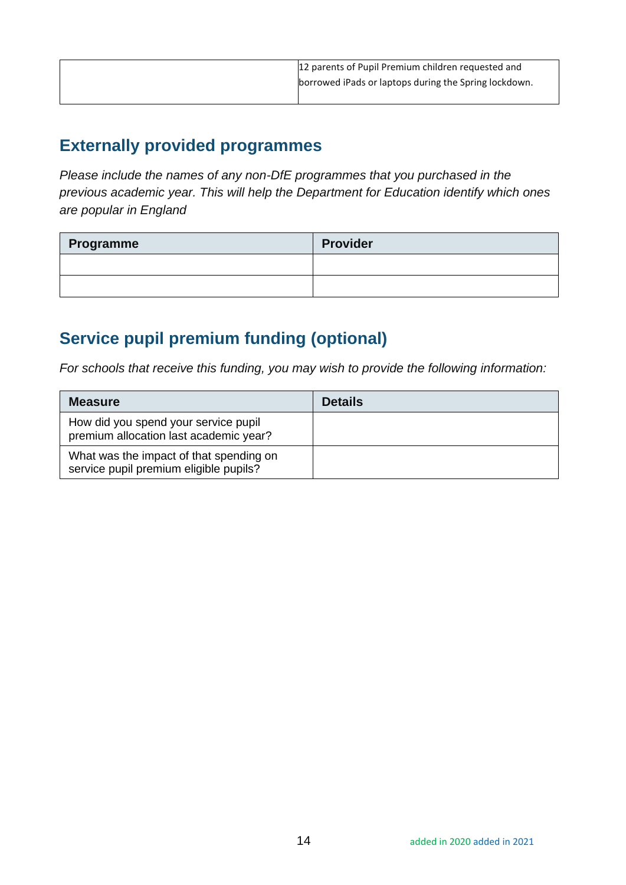| | |
|---|---|
| | 12 parents of Pupil Premium children requested and borrowed iPads or laptops during the Spring lockdown. |

## Externally provided programmes

*Please include the names of any non-DfE programmes that you purchased in the previous academic year. This will help the Department for Education identify which ones are popular in England*

| Programme | Provider |
|---|---|
| | |
| | |

## Service pupil premium funding (optional)

*For schools that receive this funding, you may wish to provide the following information:*

| Measure | Details |
|---|---|
| How did you spend your service pupil premium allocation last academic year? | |
| What was the impact of that spending on service pupil premium eligible pupils? | |

added in 2020 added in 2021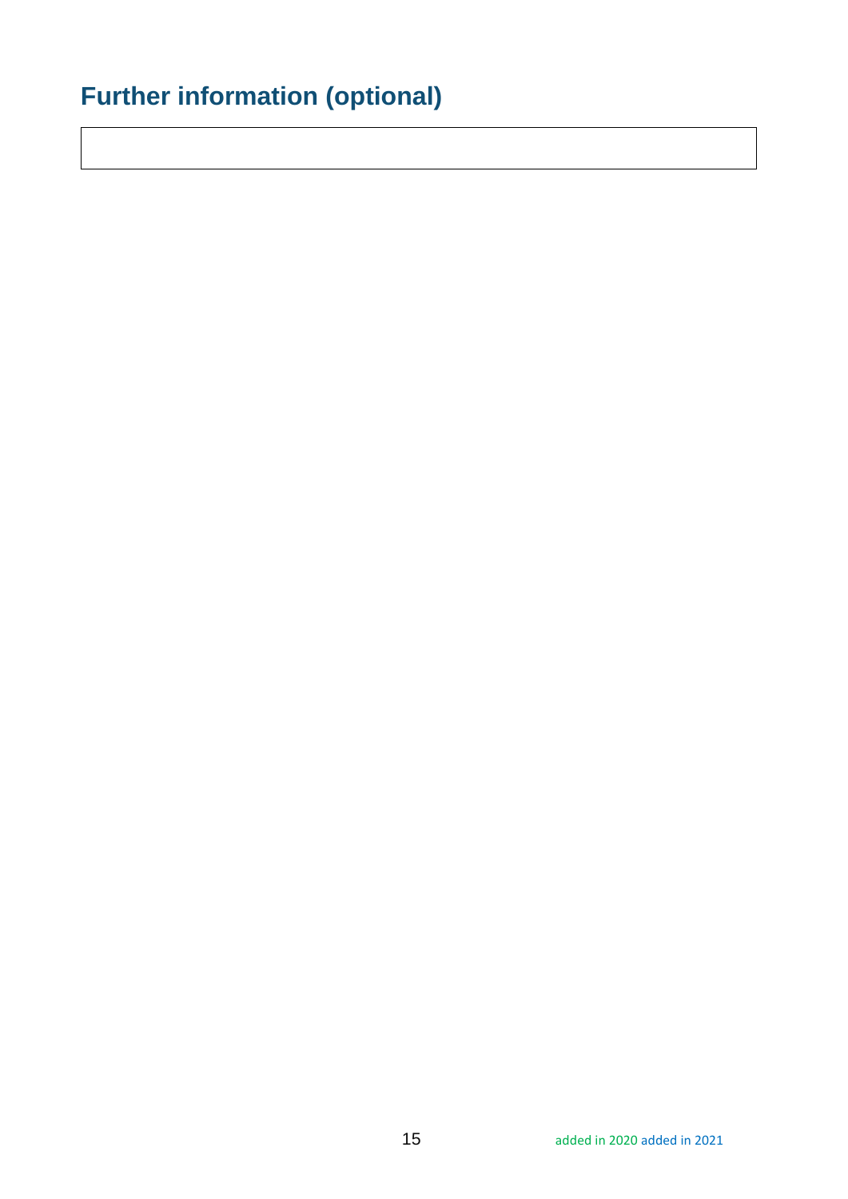# Further information (optional)

| |
|---|
| |

added in 2020 added in 2021